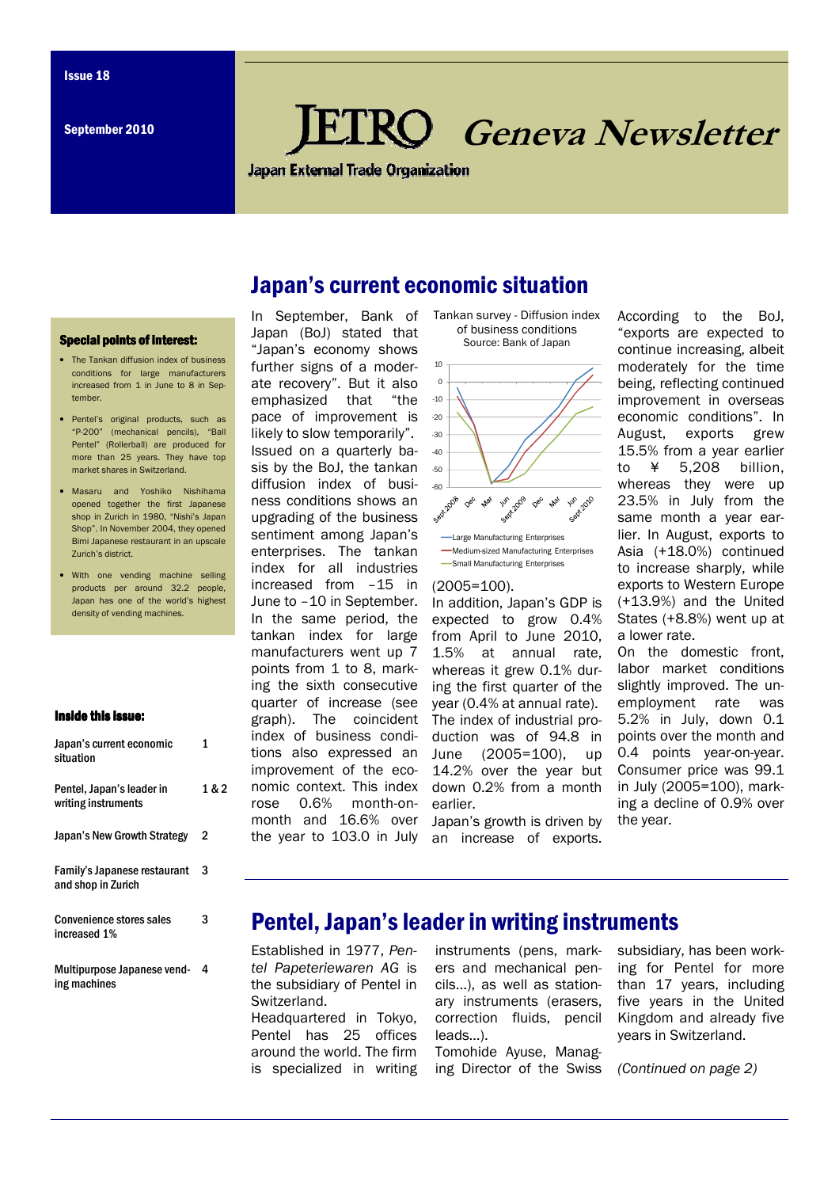Issue 18

September 2010

# JETRO Geneva Newsletter

Japan External Trade Organization

## Japan's current economic situation

**Special points of interest:**

- The Tankan diffusion index of business conditions for large manufacturers increased from 1 in June to 8 in September.
- Pentel's original products, such as "P-200" (mechanical pencils), "Ball Pentel" (Rollerball) are produced for more than 25 years. They have top market shares in Switzerland.
- Masaru and Yoshiko Nishihama opened together the first Japanese shop in Zurich in 1980, "Nishi's Japan Shop". In November 2004, they opened Bimi Japanese restaurant in an upscale Zurich's district.
- With one vending machine selling products per around 32.2 people, Japan has one of the world's highest density of vending machines.

**Inside this issue:**

| | |
|---|---|
| Japan's current economic situation | 1 |
| Pentel, Japan's leader in writing instruments | 1 & 2 |
| Japan's New Growth Strategy | 2 |
| Family's Japanese restaurant and shop in Zurich | 3 |
| Convenience stores sales increased 1% | 3 |
| Multipurpose Japanese vending machines | 4 |

In September, Bank of Japan (BoJ) stated that "Japan's economy shows further signs of a moderate recovery". But it also emphasized that "the pace of improvement is likely to slow temporarily". Issued on a quarterly basis by the BoJ, the tankan diffusion index of business conditions shows an upgrading of the business sentiment among Japan's enterprises. The tankan index for all industries increased from −15 in June to −10 in September. In the same period, the tankan index for large manufacturers went up 7 points from 1 to 8, marking the sixth consecutive quarter of increase (see graph). The coincident index of business conditions also expressed an improvement of the economic context. This index rose 0.6% month-on-month and 16.6% over the year to 103.0 in July (2005=100).

Tankan survey - Diffusion index of business conditions
Source: Bank of Japan

(Chart: Large Manufacturing Enterprises; Medium-sized Manufacturing Enterprises; Small Manufacturing Enterprises; Sept.2008 – Sept.2010)

In addition, Japan's GDP is expected to grow 0.4% from April to June 2010, 1.5% at annual rate, whereas it grew 0.1% during the first quarter of the year (0.4% at annual rate). The index of industrial production was of 94.8 in June (2005=100), up 14.2% over the year but down 0.2% from a month earlier.

Japan's growth is driven by an increase of exports. According to the BoJ, "exports are expected to continue increasing, albeit moderately for the time being, reflecting continued improvement in overseas economic conditions". In August, exports grew 15.5% from a year earlier to ¥ 5,208 billion, whereas they were up 23.5% in July from the same month a year earlier. In August, exports to Asia (+18.0%) continued to increase sharply, while exports to Western Europe (+13.9%) and the United States (+8.8%) went up at a lower rate.

On the domestic front, labor market conditions slightly improved. The unemployment rate was 5.2% in July, down 0.1 points over the month and 0.4 points year-on-year. Consumer price was 99.1 in July (2005=100), marking a decline of 0.9% over the year.

## Pentel, Japan's leader in writing instruments

Established in 1977, *Pentel Papeteriewaren AG* is the subsidiary of Pentel in Switzerland.

Headquartered in Tokyo, Pentel has 25 offices around the world. The firm is specialized in writing instruments (pens, markers and mechanical pencils...), as well as stationary instruments (erasers, correction fluids, pencil leads...).

Tomohide Ayuse, Managing Director of the Swiss subsidiary, has been working for Pentel for more than 17 years, including five years in the United Kingdom and already five years in Switzerland.

*(Continued on page 2)*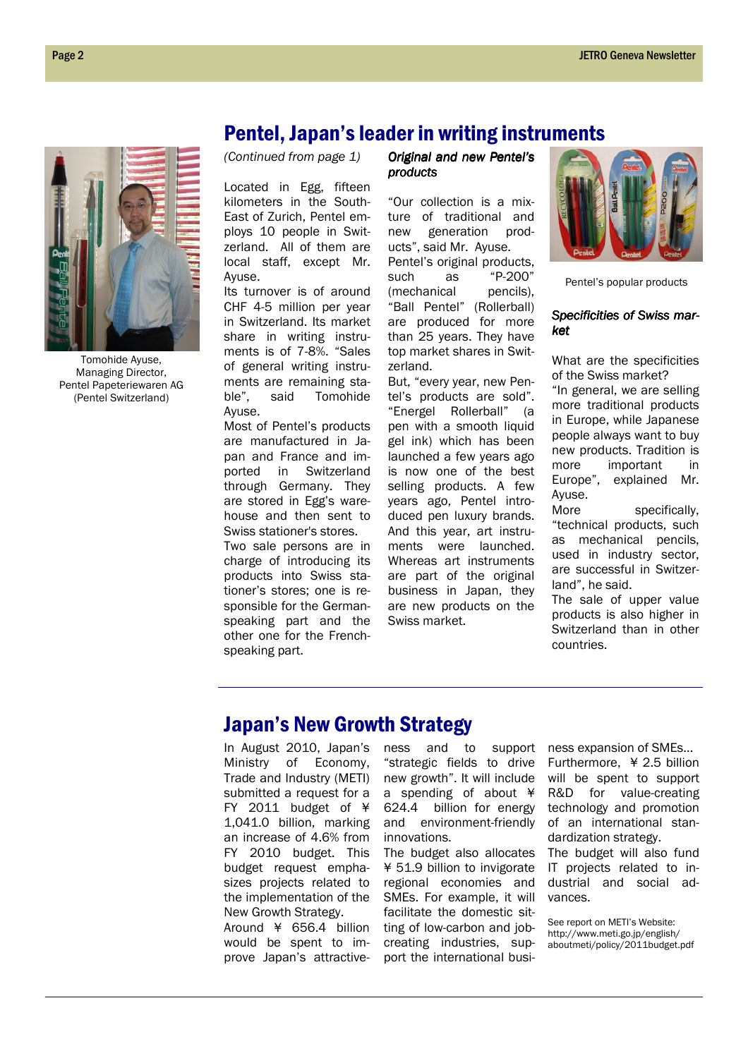## Pentel, Japan's leader in writing instruments

Tomohide Ayuse, Managing Director, Pentel Papeteriewaren AG (Pentel Switzerland)

*(Continued from page 1)*

Located in Egg, fifteen kilometers in the South-East of Zurich, Pentel employs 10 people in Switzerland. All of them are local staff, except Mr. Ayuse.

Its turnover is of around CHF 4-5 million per year in Switzerland. Its market share in writing instruments is of 7-8%. "Sales of general writing instruments are remaining stable", said Tomohide Ayuse.

Most of Pentel's products are manufactured in Japan and France and imported in Switzerland through Germany. They are stored in Egg's warehouse and then sent to Swiss stationer's stores.

Two sale persons are in charge of introducing its products into Swiss stationer's stores; one is responsible for the German-speaking part and the other one for the French-speaking part.

### *Original and new Pentel's products*

"Our collection is a mixture of traditional and new generation products", said Mr. Ayuse.

Pentel's original products, such as "P-200" (mechanical pencils), "Ball Pentel" (Rollerball) are produced for more than 25 years. They have top market shares in Switzerland.

But, "every year, new Pentel's products are sold". "Energel Rollerball" (a pen with a smooth liquid gel ink) which has been launched a few years ago is now one of the best selling products. A few years ago, Pentel introduced pen luxury brands. And this year, art instruments were launched. Whereas art instruments are part of the original business in Japan, they are new products on the Swiss market.

Pentel's popular products

### *Specificities of Swiss market*

What are the specificities of the Swiss market?

"In general, we are selling more traditional products in Europe, while Japanese people always want to buy new products. Tradition is more important in Europe", explained Mr. Ayuse.

More specifically, "technical products, such as mechanical pencils, used in industry sector, are successful in Switzerland", he said.

The sale of upper value products is also higher in Switzerland than in other countries.

## Japan's New Growth Strategy

In August 2010, Japan's Ministry of Economy, Trade and Industry (METI) submitted a request for a FY 2011 budget of ¥ 1,041.0 billion, marking an increase of 4.6% from FY 2010 budget. This budget request emphasizes projects related to the implementation of the New Growth Strategy.

Around ¥ 656.4 billion would be spent to improve Japan's attractiveness and to support "strategic fields to drive new growth". It will include a spending of about ¥ 624.4 billion for energy and environment-friendly innovations.

The budget also allocates ¥ 51.9 billion to invigorate regional economies and SMEs. For example, it will facilitate the domestic sitting of low-carbon and job-creating industries, support the international business expansion of SMEs...

Furthermore, ¥ 2.5 billion will be spent to support R&D for value-creating technology and promotion of an international standardization strategy.

The budget will also fund IT projects related to industrial and social advances.

See report on METI's Website: http://www.meti.go.jp/english/aboutmeti/policy/2011budget.pdf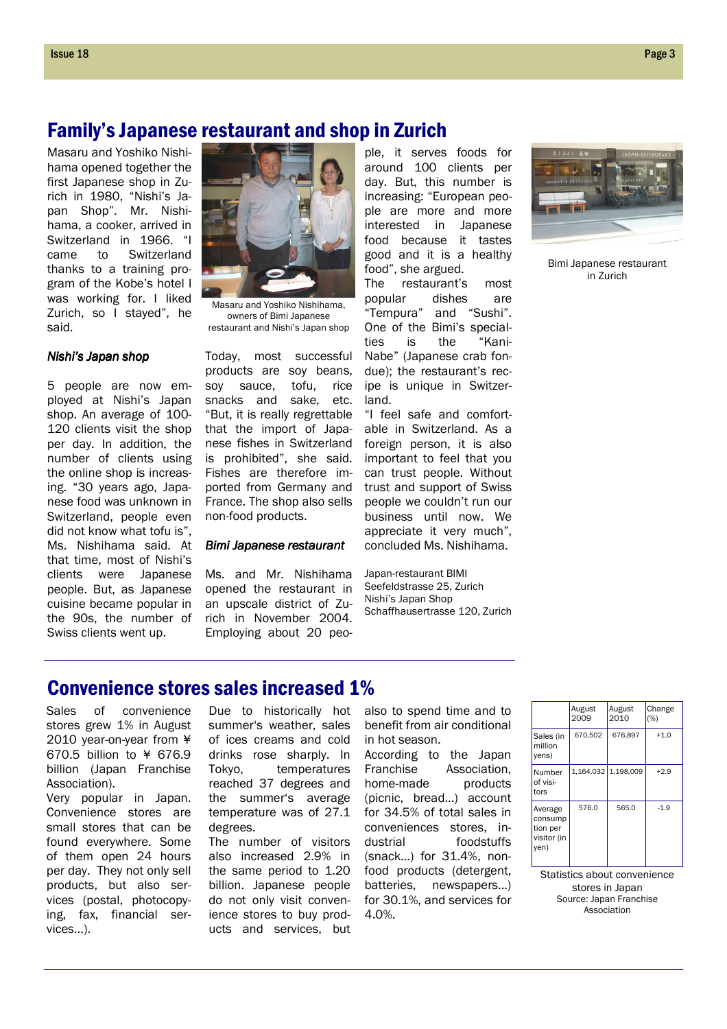# Family's Japanese restaurant and shop in Zurich

Masaru and Yoshiko Nishihama opened together the first Japanese shop in Zurich in 1980, "Nishi's Japan Shop". Mr. Nishihama, a cooker, arrived in Switzerland in 1966. "I came to Switzerland thanks to a training program of the Kobe's hotel I was working for. I liked Zurich, so I stayed", he said.

Masaru and Yoshiko Nishihama, owners of Bimi Japanese restaurant and Nishi's Japan shop

### *Nishi's Japan shop*

5 people are now employed at Nishi's Japan shop. An average of 100-120 clients visit the shop per day. In addition, the number of clients using the online shop is increasing. "30 years ago, Japanese food was unknown in Switzerland, people even did not know what tofu is", Ms. Nishihama said. At that time, most of Nishi's clients were Japanese people. But, as Japanese cuisine became popular in the 90s, the number of Swiss clients went up.

Today, most successful products are soy beans, soy sauce, tofu, rice snacks and sake, etc. "But, it is really regrettable that the import of Japanese fishes in Switzerland is prohibited", she said. Fishes are therefore imported from Germany and France. The shop also sells non-food products.

### *Bimi Japanese restaurant*

Ms. and Mr. Nishihama opened the restaurant in an upscale district of Zurich in November 2004. Employing about 20 people, it serves foods for around 100 clients per day. But, this number is increasing: "European people are more and more interested in Japanese food because it tastes good and it is a healthy food", she argued.

The restaurant's most popular dishes are "Tempura" and "Sushi". One of the Bimi's specialties is the "Kani-Nabe" (Japanese crab fondue); the restaurant's recipe is unique in Switzerland.

"I feel safe and comfortable in Switzerland. As a foreign person, it is also important to feel that you can trust people. Without trust and support of Swiss people we couldn't run our business until now. We appreciate it very much", concluded Ms. Nishihama.

Japan-restaurant BIMI
Seefeldstrasse 25, Zurich
Nishi's Japan Shop
Schaffhausertrasse 120, Zurich

Bimi Japanese restaurant in Zurich

# Convenience stores sales increased 1%

Sales of convenience stores grew 1% in August 2010 year-on-year from ¥ 670.5 billion to ¥ 676.9 billion (Japan Franchise Association).

Very popular in Japan. Convenience stores are small stores that can be found everywhere. Some of them open 24 hours per day. They not only sell products, but also services (postal, photocopying, fax, financial services…).

Due to historically hot summer's weather, sales of ices creams and cold drinks rose sharply. In Tokyo, temperatures reached 37 degrees and the summer's average temperature was of 27.1 degrees.

The number of visitors also increased 2.9% in the same period to 1.20 billion. Japanese people do not only visit convenience stores to buy products and services, but also to spend time and to benefit from air conditional in hot season.

According to the Japan Franchise Association, home-made products (picnic, bread…) account for 34.5% of total sales in conveniences stores, industrial foodstuffs (snack…) for 31.4%, non-food products (detergent, batteries, newspapers…) for 30.1%, and services for 4.0%.

| | August 2009 | August 2010 | Change (%) |
|---|---|---|---|
| Sales (in million yens) | 670,502 | 676,897 | +1.0 |
| Number of visitors | 1,164,032 | 1,198,009 | +2.9 |
| Average consumption per visitor (in yen) | 576.0 | 565.0 | -1.9 |

Statistics about convenience stores in Japan
Source: Japan Franchise Association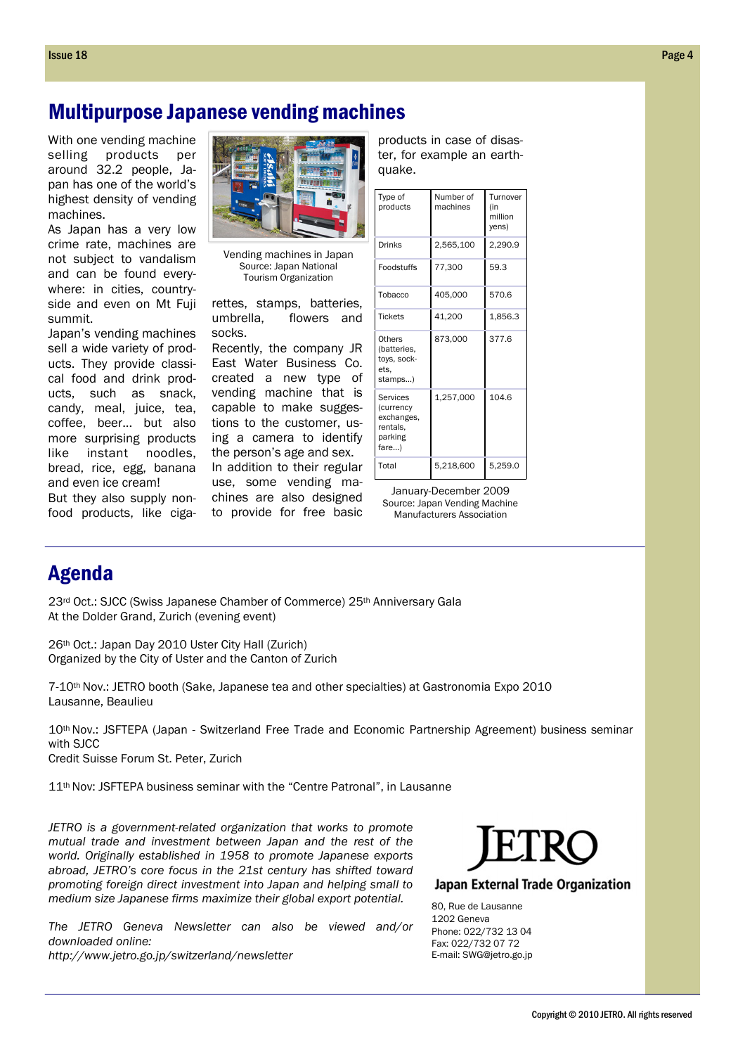# Multipurpose Japanese vending machines

With one vending machine selling products per around 32.2 people, Japan has one of the world's highest density of vending machines.

As Japan has a very low crime rate, machines are not subject to vandalism and can be found everywhere: in cities, countryside and even on Mt Fuji summit.

Japan's vending machines sell a wide variety of products. They provide classical food and drink products, such as snack, candy, meal, juice, tea, coffee, beer… but also more surprising products like instant noodles, bread, rice, egg, banana and even ice cream!

But they also supply non-food products, like cigarettes, stamps, batteries, umbrella, flowers and socks.

Vending machines in Japan
Source: Japan National Tourism Organization

Recently, the company JR East Water Business Co. created a new type of vending machine that is capable to make suggestions to the customer, using a camera to identify the person's age and sex.

In addition to their regular use, some vending machines are also designed to provide for free basic products in case of disaster, for example an earthquake.

| Type of products | Number of machines | Turnover (in million yens) |
|---|---|---|
| Drinks | 2,565,100 | 2,290.9 |
| Foodstuffs | 77,300 | 59.3 |
| Tobacco | 405,000 | 570.6 |
| Tickets | 41,200 | 1,856.3 |
| Others (batteries, toys, sockets, stamps…) | 873,000 | 377.6 |
| Services (currency exchanges, rentals, parking fare…) | 1,257,000 | 104.6 |
| Total | 5,218,600 | 5,259.0 |

January-December 2009
Source: Japan Vending Machine Manufacturers Association

# Agenda

23rd Oct.: SJCC (Swiss Japanese Chamber of Commerce) 25th Anniversary Gala
At the Dolder Grand, Zurich (evening event)

26th Oct.: Japan Day 2010 Uster City Hall (Zurich)
Organized by the City of Uster and the Canton of Zurich

7-10th Nov.: JETRO booth (Sake, Japanese tea and other specialties) at Gastronomia Expo 2010
Lausanne, Beaulieu

10th Nov.: JSFTEPA (Japan - Switzerland Free Trade and Economic Partnership Agreement) business seminar with SJCC
Credit Suisse Forum St. Peter, Zurich

11th Nov: JSFTEPA business seminar with the "Centre Patronal", in Lausanne

*JETRO is a government-related organization that works to promote mutual trade and investment between Japan and the rest of the world. Originally established in 1958 to promote Japanese exports abroad, JETRO's core focus in the 21st century has shifted toward promoting foreign direct investment into Japan and helping small to medium size Japanese firms maximize their global export potential.*

*The JETRO Geneva Newsletter can also be viewed and/or downloaded online:*
*http://www.jetro.go.jp/switzerland/newsletter*

**JETRO**
**Japan External Trade Organization**

80, Rue de Lausanne
1202 Geneva
Phone: 022/732 13 04
Fax: 022/732 07 72
E-mail: SWG@jetro.go.jp

Copyright © 2010 JETRO. All rights reserved